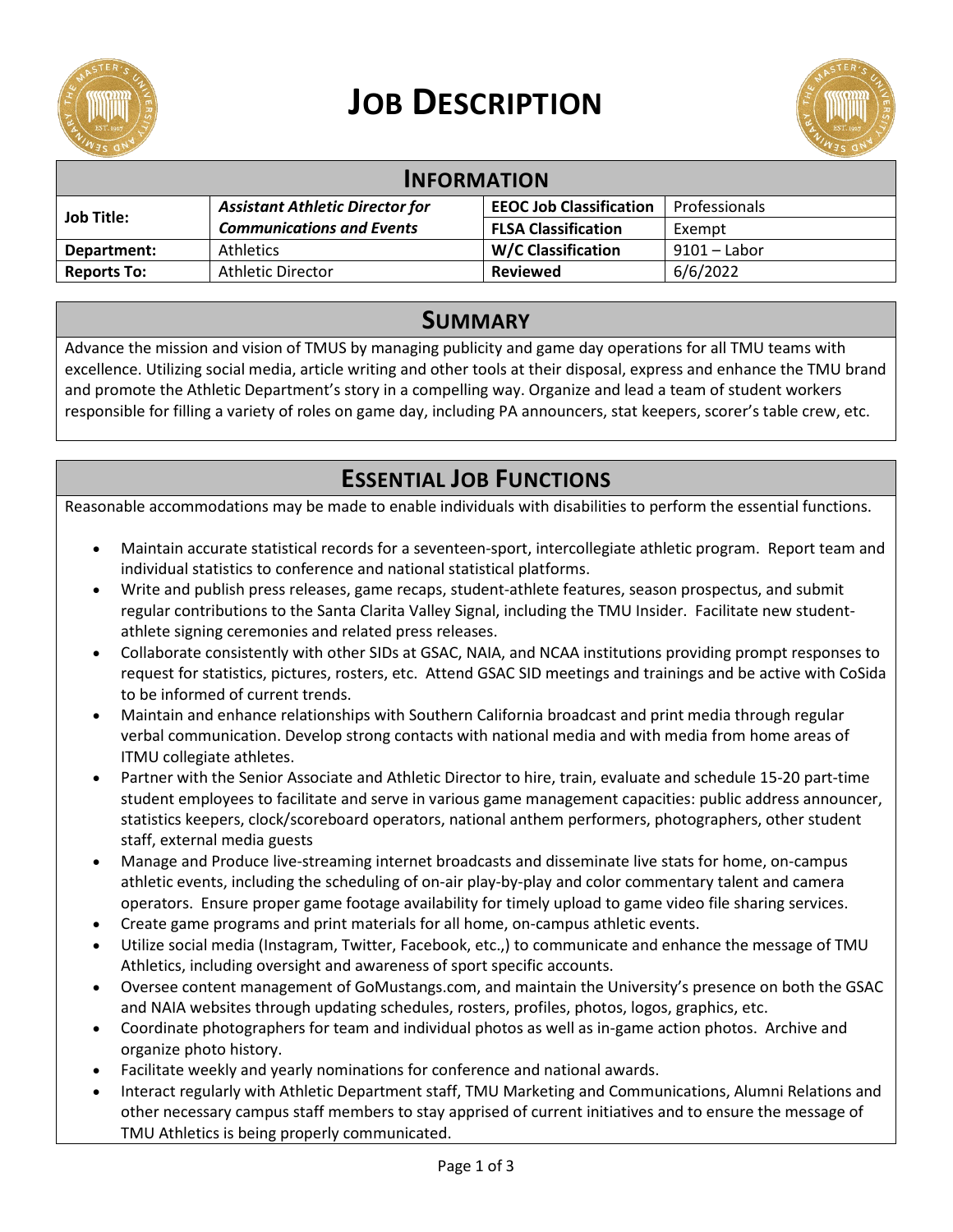# JOB DESCRIPTION

## INFORMATION

| | | | |
|---|---|---|---|
| **Job Title:** | ***Assistant Athletic Director for Communications and Events*** | **EEOC Job Classification** | Professionals |
| | | **FLSA Classification** | Exempt |
| **Department:** | Athletics | **W/C Classification** | 9101 – Labor |
| **Reports To:** | Athletic Director | **Reviewed** | 6/6/2022 |

## SUMMARY

Advance the mission and vision of TMUS by managing publicity and game day operations for all TMU teams with excellence. Utilizing social media, article writing and other tools at their disposal, express and enhance the TMU brand and promote the Athletic Department's story in a compelling way. Organize and lead a team of student workers responsible for filling a variety of roles on game day, including PA announcers, stat keepers, scorer's table crew, etc.

## ESSENTIAL JOB FUNCTIONS

Reasonable accommodations may be made to enable individuals with disabilities to perform the essential functions.

- Maintain accurate statistical records for a seventeen-sport, intercollegiate athletic program. Report team and individual statistics to conference and national statistical platforms.
- Write and publish press releases, game recaps, student-athlete features, season prospectus, and submit regular contributions to the Santa Clarita Valley Signal, including the TMU Insider. Facilitate new student-athlete signing ceremonies and related press releases.
- Collaborate consistently with other SIDs at GSAC, NAIA, and NCAA institutions providing prompt responses to request for statistics, pictures, rosters, etc. Attend GSAC SID meetings and trainings and be active with CoSida to be informed of current trends.
- Maintain and enhance relationships with Southern California broadcast and print media through regular verbal communication. Develop strong contacts with national media and with media from home areas of ITMU collegiate athletes.
- Partner with the Senior Associate and Athletic Director to hire, train, evaluate and schedule 15-20 part-time student employees to facilitate and serve in various game management capacities: public address announcer, statistics keepers, clock/scoreboard operators, national anthem performers, photographers, other student staff, external media guests
- Manage and Produce live-streaming internet broadcasts and disseminate live stats for home, on-campus athletic events, including the scheduling of on-air play-by-play and color commentary talent and camera operators. Ensure proper game footage availability for timely upload to game video file sharing services.
- Create game programs and print materials for all home, on-campus athletic events.
- Utilize social media (Instagram, Twitter, Facebook, etc.,) to communicate and enhance the message of TMU Athletics, including oversight and awareness of sport specific accounts.
- Oversee content management of GoMustangs.com, and maintain the University's presence on both the GSAC and NAIA websites through updating schedules, rosters, profiles, photos, logos, graphics, etc.
- Coordinate photographers for team and individual photos as well as in-game action photos. Archive and organize photo history.
- Facilitate weekly and yearly nominations for conference and national awards.
- Interact regularly with Athletic Department staff, TMU Marketing and Communications, Alumni Relations and other necessary campus staff members to stay apprised of current initiatives and to ensure the message of TMU Athletics is being properly communicated.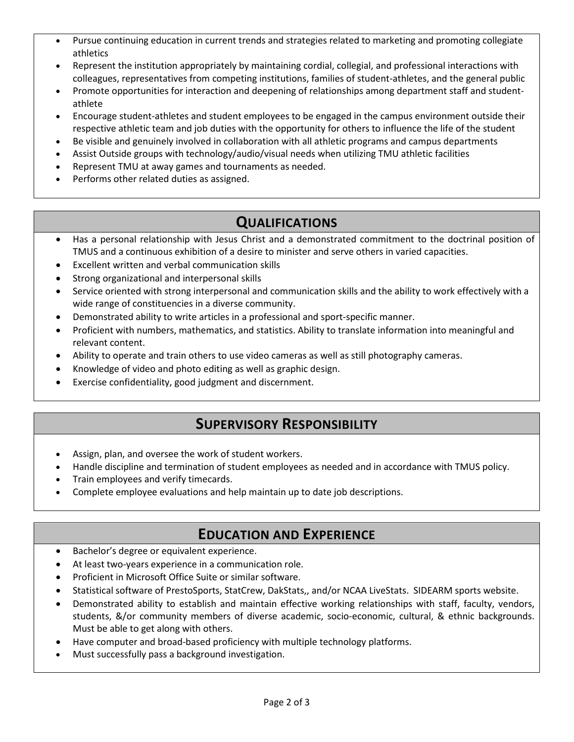- Pursue continuing education in current trends and strategies related to marketing and promoting collegiate athletics
- Represent the institution appropriately by maintaining cordial, collegial, and professional interactions with colleagues, representatives from competing institutions, families of student-athletes, and the general public
- Promote opportunities for interaction and deepening of relationships among department staff and student-athlete
- Encourage student-athletes and student employees to be engaged in the campus environment outside their respective athletic team and job duties with the opportunity for others to influence the life of the student
- Be visible and genuinely involved in collaboration with all athletic programs and campus departments
- Assist Outside groups with technology/audio/visual needs when utilizing TMU athletic facilities
- Represent TMU at away games and tournaments as needed.
- Performs other related duties as assigned.

## Qualifications

- Has a personal relationship with Jesus Christ and a demonstrated commitment to the doctrinal position of TMUS and a continuous exhibition of a desire to minister and serve others in varied capacities.
- Excellent written and verbal communication skills
- Strong organizational and interpersonal skills
- Service oriented with strong interpersonal and communication skills and the ability to work effectively with a wide range of constituencies in a diverse community.
- Demonstrated ability to write articles in a professional and sport-specific manner.
- Proficient with numbers, mathematics, and statistics. Ability to translate information into meaningful and relevant content.
- Ability to operate and train others to use video cameras as well as still photography cameras.
- Knowledge of video and photo editing as well as graphic design.
- Exercise confidentiality, good judgment and discernment.

## Supervisory Responsibility

- Assign, plan, and oversee the work of student workers.
- Handle discipline and termination of student employees as needed and in accordance with TMUS policy.
- Train employees and verify timecards.
- Complete employee evaluations and help maintain up to date job descriptions.

## Education and Experience

- Bachelor's degree or equivalent experience.
- At least two-years experience in a communication role.
- Proficient in Microsoft Office Suite or similar software.
- Statistical software of PrestoSports, StatCrew, DakStats,, and/or NCAA LiveStats. SIDEARM sports website.
- Demonstrated ability to establish and maintain effective working relationships with staff, faculty, vendors, students, &/or community members of diverse academic, socio-economic, cultural, & ethnic backgrounds. Must be able to get along with others.
- Have computer and broad-based proficiency with multiple technology platforms.
- Must successfully pass a background investigation.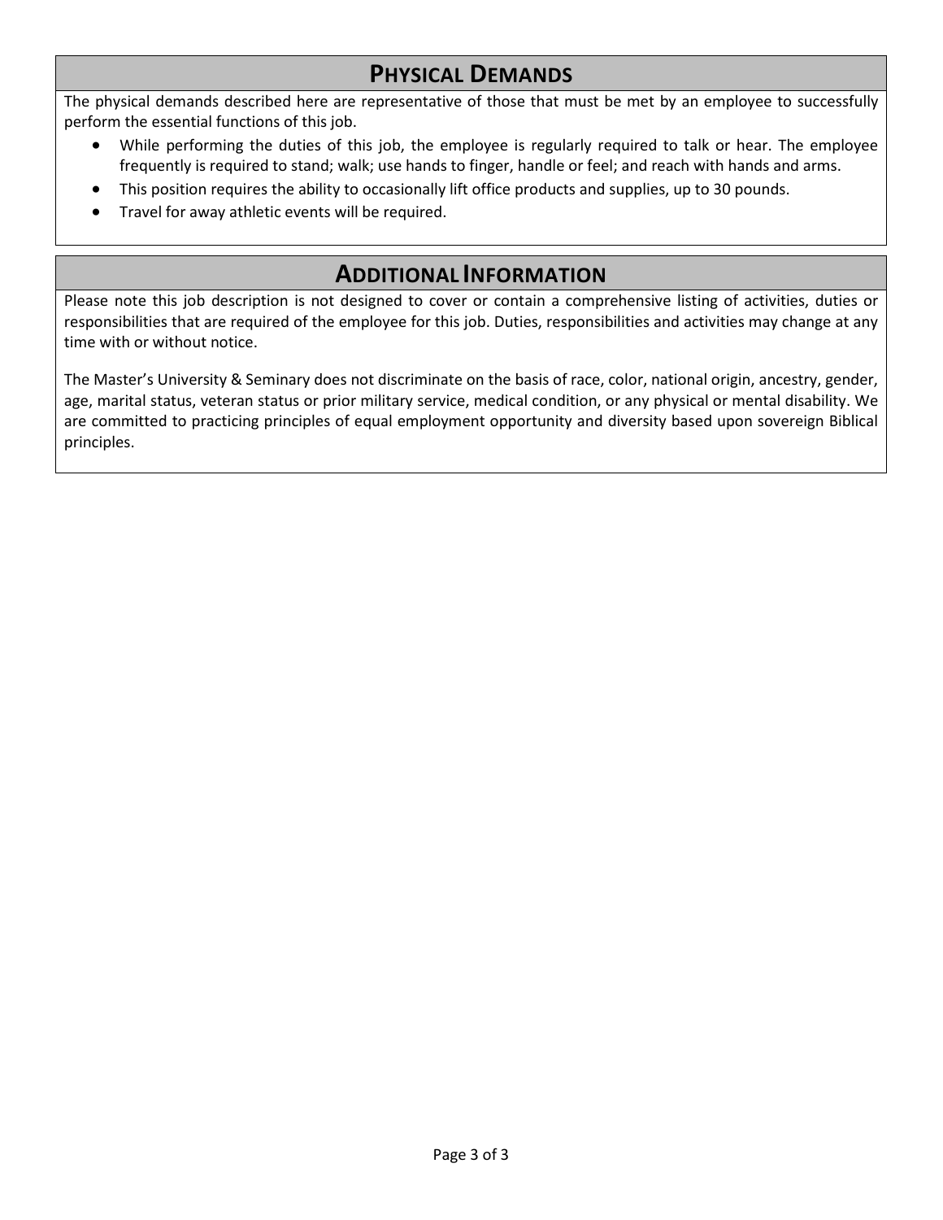## Physical Demands

The physical demands described here are representative of those that must be met by an employee to successfully perform the essential functions of this job.

- While performing the duties of this job, the employee is regularly required to talk or hear. The employee frequently is required to stand; walk; use hands to finger, handle or feel; and reach with hands and arms.
- This position requires the ability to occasionally lift office products and supplies, up to 30 pounds.
- Travel for away athletic events will be required.

## Additional Information

Please note this job description is not designed to cover or contain a comprehensive listing of activities, duties or responsibilities that are required of the employee for this job. Duties, responsibilities and activities may change at any time with or without notice.

The Master's University & Seminary does not discriminate on the basis of race, color, national origin, ancestry, gender, age, marital status, veteran status or prior military service, medical condition, or any physical or mental disability. We are committed to practicing principles of equal employment opportunity and diversity based upon sovereign Biblical principles.